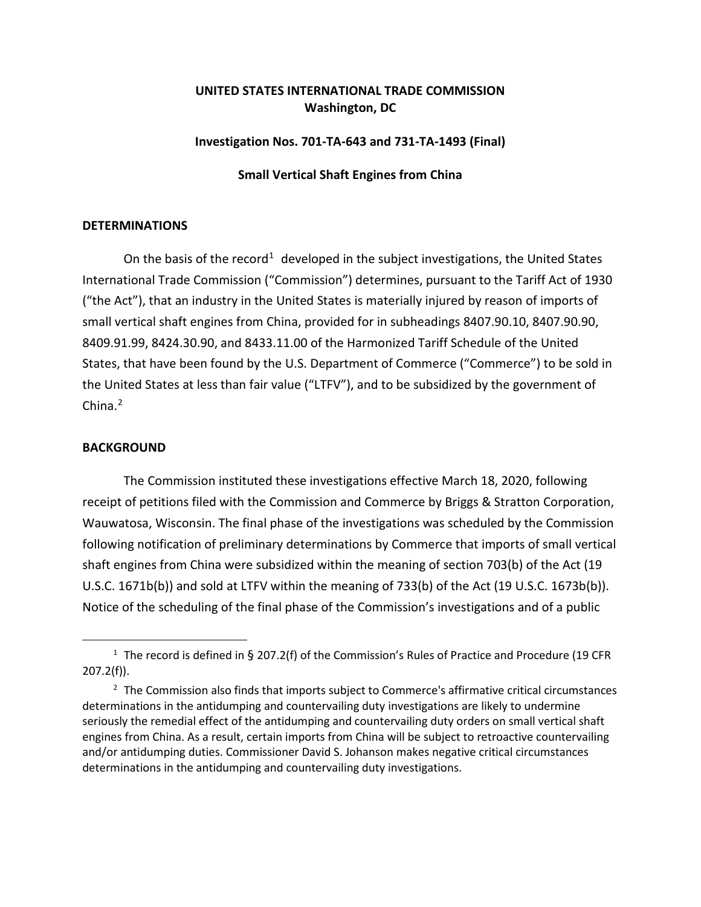**UNITED STATES INTERNATIONAL TRADE COMMISSION**
**Washington, DC**

**Investigation Nos. 701-TA-643 and 731-TA-1493 (Final)**

**Small Vertical Shaft Engines from China**

## DETERMINATIONS

On the basis of the record[1] developed in the subject investigations, the United States International Trade Commission ("Commission") determines, pursuant to the Tariff Act of 1930 ("the Act"), that an industry in the United States is materially injured by reason of imports of small vertical shaft engines from China, provided for in subheadings 8407.90.10, 8407.90.90, 8409.91.99, 8424.30.90, and 8433.11.00 of the Harmonized Tariff Schedule of the United States, that have been found by the U.S. Department of Commerce ("Commerce") to be sold in the United States at less than fair value ("LTFV"), and to be subsidized by the government of China.[2]

## BACKGROUND

The Commission instituted these investigations effective March 18, 2020, following receipt of petitions filed with the Commission and Commerce by Briggs & Stratton Corporation, Wauwatosa, Wisconsin. The final phase of the investigations was scheduled by the Commission following notification of preliminary determinations by Commerce that imports of small vertical shaft engines from China were subsidized within the meaning of section 703(b) of the Act (19 U.S.C. 1671b(b)) and sold at LTFV within the meaning of 733(b) of the Act (19 U.S.C. 1673b(b)). Notice of the scheduling of the final phase of the Commission's investigations and of a public

---

[1] The record is defined in § 207.2(f) of the Commission's Rules of Practice and Procedure (19 CFR 207.2(f)).

[2] The Commission also finds that imports subject to Commerce's affirmative critical circumstances determinations in the antidumping and countervailing duty investigations are likely to undermine seriously the remedial effect of the antidumping and countervailing duty orders on small vertical shaft engines from China. As a result, certain imports from China will be subject to retroactive countervailing and/or antidumping duties. Commissioner David S. Johanson makes negative critical circumstances determinations in the antidumping and countervailing duty investigations.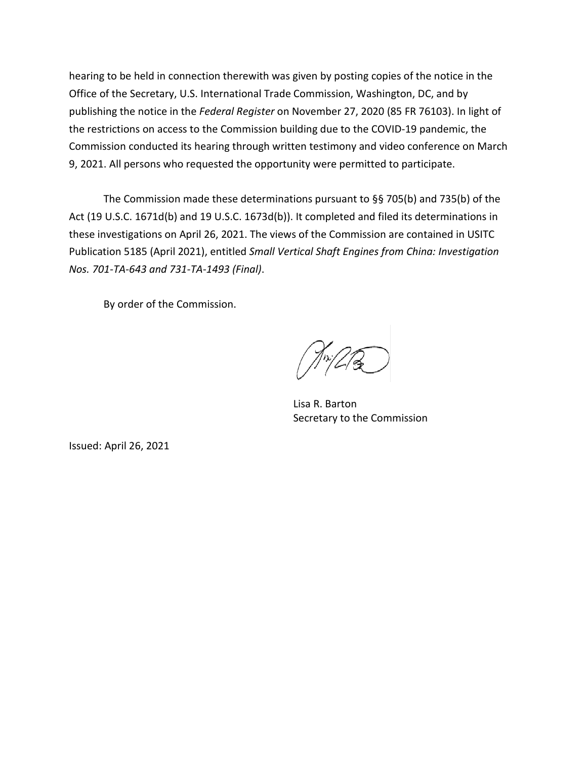hearing to be held in connection therewith was given by posting copies of the notice in the Office of the Secretary, U.S. International Trade Commission, Washington, DC, and by publishing the notice in the *Federal Register* on November 27, 2020 (85 FR 76103). In light of the restrictions on access to the Commission building due to the COVID-19 pandemic, the Commission conducted its hearing through written testimony and video conference on March 9, 2021. All persons who requested the opportunity were permitted to participate.

The Commission made these determinations pursuant to §§ 705(b) and 735(b) of the Act (19 U.S.C. 1671d(b) and 19 U.S.C. 1673d(b)). It completed and filed its determinations in these investigations on April 26, 2021. The views of the Commission are contained in USITC Publication 5185 (April 2021), entitled *Small Vertical Shaft Engines from China: Investigation Nos. 701-TA-643 and 731-TA-1493 (Final)*.

By order of the Commission.

Lisa R. Barton
Secretary to the Commission

Issued: April 26, 2021